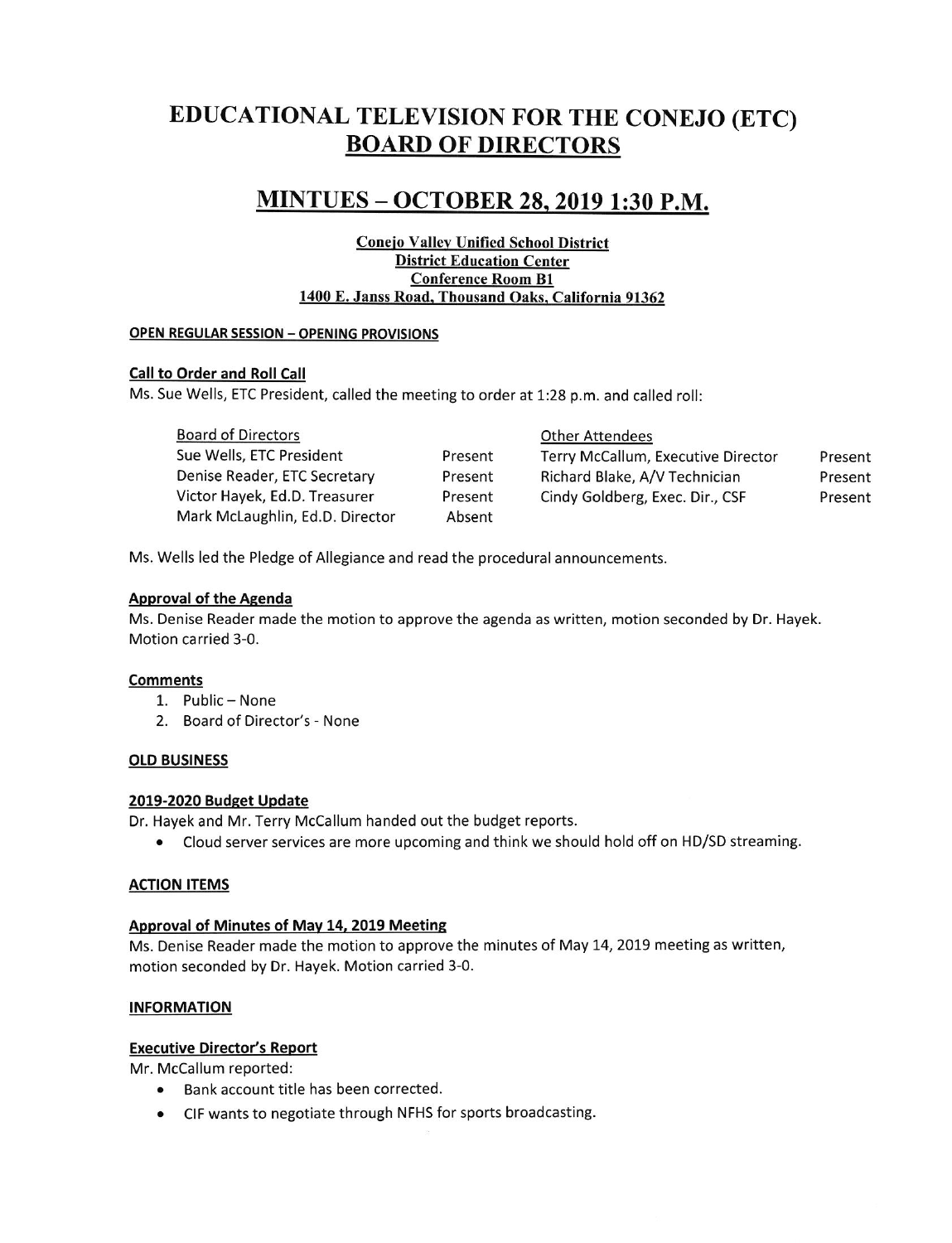# EDUCATIONAL TELEVISION FOR THE CONEJO (ETC) BOARD OF DIRECTORS

## MINTUES – OCTOBER 28, 2019 1:30 P.M.

**Conejo Valley Unified School District**
**District Education Center**
**Conference Room B1**
**1400 E. Janss Road, Thousand Oaks, California 91362**

### OPEN REGULAR SESSION – OPENING PROVISIONS

#### Call to Order and Roll Call

Ms. Sue Wells, ETC President, called the meeting to order at 1:28 p.m. and called roll:

| Board of Directors | | Other Attendees | |
|---|---|---|---|
| Sue Wells, ETC President | Present | Terry McCallum, Executive Director | Present |
| Denise Reader, ETC Secretary | Present | Richard Blake, A/V Technician | Present |
| Victor Hayek, Ed.D. Treasurer | Present | Cindy Goldberg, Exec. Dir., CSF | Present |
| Mark McLaughlin, Ed.D. Director | Absent | | |

Ms. Wells led the Pledge of Allegiance and read the procedural announcements.

#### Approval of the Agenda

Ms. Denise Reader made the motion to approve the agenda as written, motion seconded by Dr. Hayek. Motion carried 3-0.

#### Comments

1. Public – None
2. Board of Director's - None

### OLD BUSINESS

#### 2019-2020 Budget Update

Dr. Hayek and Mr. Terry McCallum handed out the budget reports.

- Cloud server services are more upcoming and think we should hold off on HD/SD streaming.

### ACTION ITEMS

#### Approval of Minutes of May 14, 2019 Meeting

Ms. Denise Reader made the motion to approve the minutes of May 14, 2019 meeting as written, motion seconded by Dr. Hayek. Motion carried 3-0.

### INFORMATION

#### Executive Director's Report

Mr. McCallum reported:

- Bank account title has been corrected.
- CIF wants to negotiate through NFHS for sports broadcasting.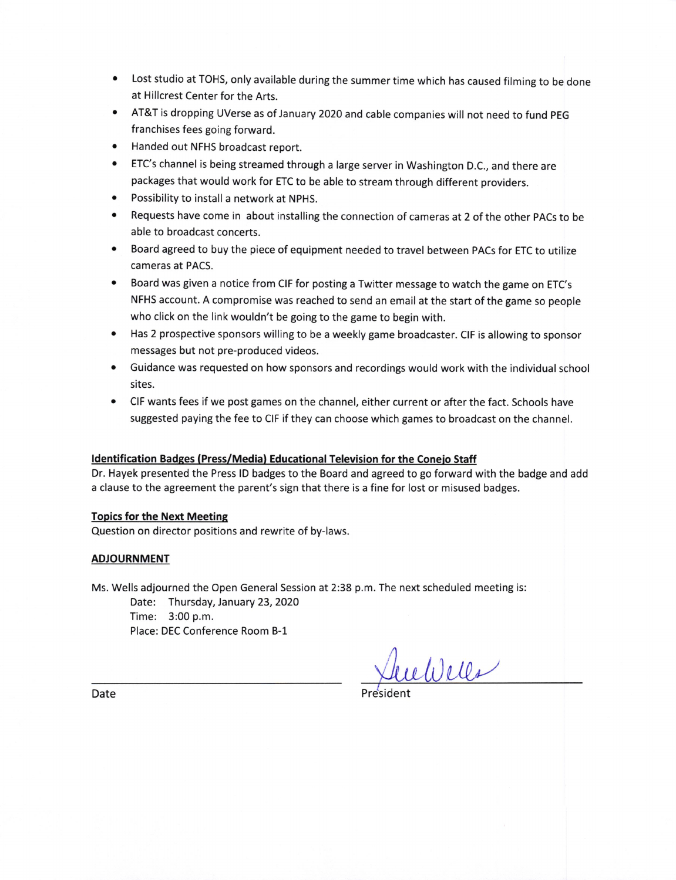- Lost studio at TOHS, only available during the summer time which has caused filming to be done at Hillcrest Center for the Arts.
- AT&T is dropping UVerse as of January 2020 and cable companies will not need to fund PEG franchises fees going forward.
- Handed out NFHS broadcast report.
- ETC's channel is being streamed through a large server in Washington D.C., and there are packages that would work for ETC to be able to stream through different providers.
- Possibility to install a network at NPHS.
- Requests have come in about installing the connection of cameras at 2 of the other PACs to be able to broadcast concerts.
- Board agreed to buy the piece of equipment needed to travel between PACs for ETC to utilize cameras at PACS.
- Board was given a notice from CIF for posting a Twitter message to watch the game on ETC's NFHS account. A compromise was reached to send an email at the start of the game so people who click on the link wouldn't be going to the game to begin with.
- Has 2 prospective sponsors willing to be a weekly game broadcaster. CIF is allowing to sponsor messages but not pre-produced videos.
- Guidance was requested on how sponsors and recordings would work with the individual school sites.
- CIF wants fees if we post games on the channel, either current or after the fact. Schools have suggested paying the fee to CIF if they can choose which games to broadcast on the channel.

**Identification Badges (Press/Media) Educational Television for the Conejo Staff**

Dr. Hayek presented the Press ID badges to the Board and agreed to go forward with the badge and add a clause to the agreement the parent's sign that there is a fine for lost or misused badges.

**Topics for the Next Meeting**

Question on director positions and rewrite of by-laws.

**ADJOURNMENT**

Ms. Wells adjourned the Open General Session at 2:38 p.m. The next scheduled meeting is:

Date: Thursday, January 23, 2020
Time: 3:00 p.m.
Place: DEC Conference Room B-1

Date ______________________ Sue Wells (signature)
President